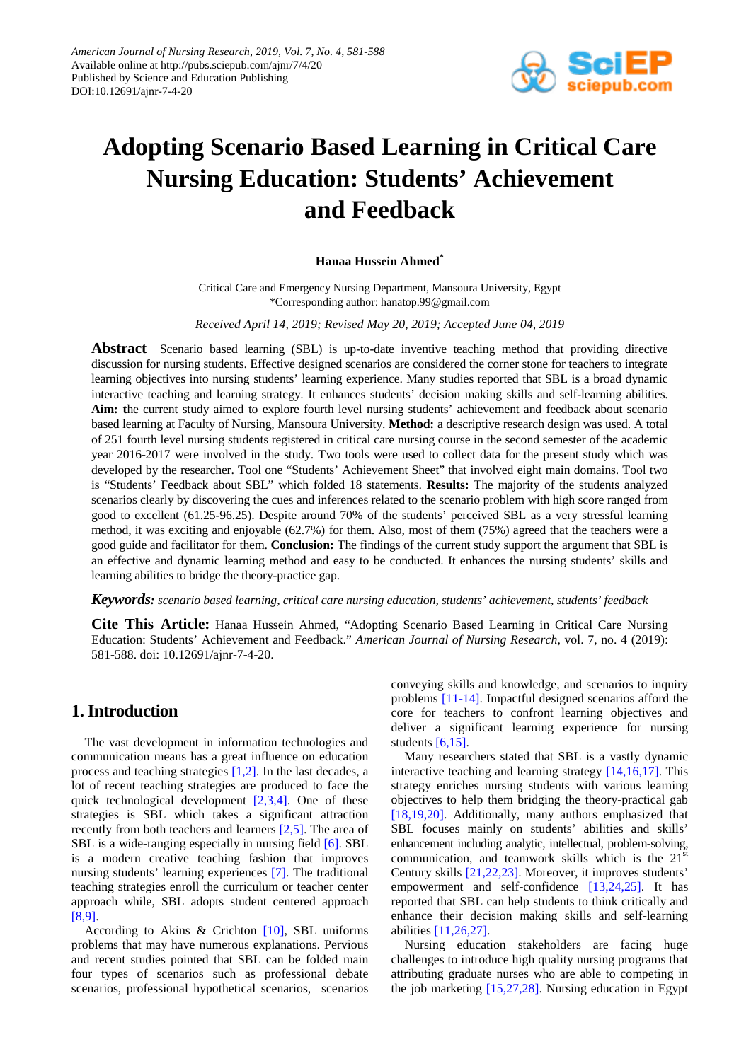# Adopting Scenario Based Learning in Critical Care Nursing Education: Students' Achievement and Feedback

**Hanaa Hussein Ahmed***

Critical Care and Emergency Nursing Department, Mansoura University, Egypt
*Corresponding author: hanatop.99@gmail.com

*Received April 14, 2019; Revised May 20, 2019; Accepted June 04, 2019*

**Abstract** Scenario based learning (SBL) is up-to-date inventive teaching method that providing directive discussion for nursing students. Effective designed scenarios are considered the corner stone for teachers to integrate learning objectives into nursing students' learning experience. Many studies reported that SBL is a broad dynamic interactive teaching and learning strategy. It enhances students' decision making skills and self-learning abilities. **Aim: t**he current study aimed to explore fourth level nursing students' achievement and feedback about scenario based learning at Faculty of Nursing, Mansoura University. **Method:** a descriptive research design was used. A total of 251 fourth level nursing students registered in critical care nursing course in the second semester of the academic year 2016-2017 were involved in the study. Two tools were used to collect data for the present study which was developed by the researcher. Tool one "Students' Achievement Sheet" that involved eight main domains. Tool two is "Students' Feedback about SBL" which folded 18 statements. **Results:** The majority of the students analyzed scenarios clearly by discovering the cues and inferences related to the scenario problem with high score ranged from good to excellent (61.25-96.25). Despite around 70% of the students' perceived SBL as a very stressful learning method, it was exciting and enjoyable (62.7%) for them. Also, most of them (75%) agreed that the teachers were a good guide and facilitator for them. **Conclusion:** The findings of the current study support the argument that SBL is an effective and dynamic learning method and easy to be conducted. It enhances the nursing students' skills and learning abilities to bridge the theory-practice gap.

***Keywords:*** *scenario based learning, critical care nursing education, students' achievement, students' feedback*

**Cite This Article:** Hanaa Hussein Ahmed, "Adopting Scenario Based Learning in Critical Care Nursing Education: Students' Achievement and Feedback." *American Journal of Nursing Research*, vol. 7, no. 4 (2019): 581-588. doi: 10.12691/ajnr-7-4-20.

## 1. Introduction

The vast development in information technologies and communication means has a great influence on education process and teaching strategies [1,2]. In the last decades, a lot of recent teaching strategies are produced to face the quick technological development [2,3,4]. One of these strategies is SBL which takes a significant attraction recently from both teachers and learners [2,5]. The area of SBL is a wide-ranging especially in nursing field [6]. SBL is a modern creative teaching fashion that improves nursing students' learning experiences [7]. The traditional teaching strategies enroll the curriculum or teacher center approach while, SBL adopts student centered approach [8,9].

According to Akins & Crichton [10], SBL uniforms problems that may have numerous explanations. Pervious and recent studies pointed that SBL can be folded main four types of scenarios such as professional debate scenarios, professional hypothetical scenarios, scenarios conveying skills and knowledge, and scenarios to inquiry problems [11-14]. Impactful designed scenarios afford the core for teachers to confront learning objectives and deliver a significant learning experience for nursing students [6,15].

Many researchers stated that SBL is a vastly dynamic interactive teaching and learning strategy [14,16,17]. This strategy enriches nursing students with various learning objectives to help them bridging the theory-practical gab [18,19,20]. Additionally, many authors emphasized that SBL focuses mainly on students' abilities and skills' enhancement including analytic, intellectual, problem-solving, communication, and teamwork skills which is the 21st Century skills [21,22,23]. Moreover, it improves students' empowerment and self-confidence [13,24,25]. It has reported that SBL can help students to think critically and enhance their decision making skills and self-learning abilities [11,26,27].

Nursing education stakeholders are facing huge challenges to introduce high quality nursing programs that attributing graduate nurses who are able to competing in the job marketing [15,27,28]. Nursing education in Egypt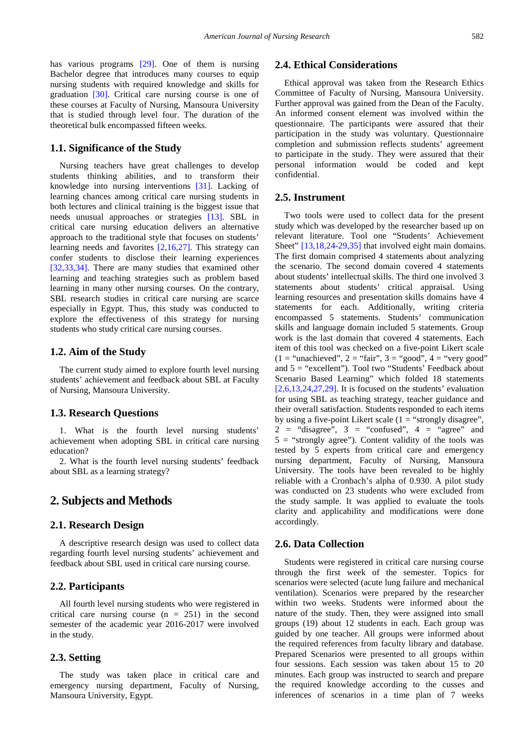has various programs [29]. One of them is nursing Bachelor degree that introduces many courses to equip nursing students with required knowledge and skills for graduation [30]. Critical care nursing course is one of these courses at Faculty of Nursing, Mansoura University that is studied through level four. The duration of the theoretical bulk encompassed fifteen weeks.

### 1.1. Significance of the Study

Nursing teachers have great challenges to develop students thinking abilities, and to transform their knowledge into nursing interventions [31]. Lacking of learning chances among critical care nursing students in both lectures and clinical training is the biggest issue that needs unusual approaches or strategies [13]. SBL in critical care nursing education delivers an alternative approach to the traditional style that focuses on students' learning needs and favorites [2,16,27]. This strategy can confer students to disclose their learning experiences [32,33,34]. There are many studies that examined other learning and teaching strategies such as problem based learning in many other nursing courses. On the contrary, SBL research studies in critical care nursing are scarce especially in Egypt. Thus, this study was conducted to explore the effectiveness of this strategy for nursing students who study critical care nursing courses.

### 1.2. Aim of the Study

The current study aimed to explore fourth level nursing students' achievement and feedback about SBL at Faculty of Nursing, Mansoura University.

### 1.3. Research Questions

1. What is the fourth level nursing students' achievement when adopting SBL in critical care nursing education?
2. What is the fourth level nursing students' feedback about SBL as a learning strategy?

## 2. Subjects and Methods

### 2.1. Research Design

A descriptive research design was used to collect data regarding fourth level nursing students' achievement and feedback about SBL used in critical care nursing course.

### 2.2. Participants

All fourth level nursing students who were registered in critical care nursing course (n = 251) in the second semester of the academic year 2016-2017 were involved in the study.

### 2.3. Setting

The study was taken place in critical care and emergency nursing department, Faculty of Nursing, Mansoura University, Egypt.

### 2.4. Ethical Considerations

Ethical approval was taken from the Research Ethics Committee of Faculty of Nursing, Mansoura University. Further approval was gained from the Dean of the Faculty. An informed consent element was involved within the questionnaire. The participants were assured that their participation in the study was voluntary. Questionnaire completion and submission reflects students' agreement to participate in the study. They were assured that their personal information would be coded and kept confidential.

### 2.5. Instrument

Two tools were used to collect data for the present study which was developed by the researcher based up on relevant literature. Tool one "Students' Achievement Sheet" [13,18,24-29,35] that involved eight main domains. The first domain comprised 4 statements about analyzing the scenario. The second domain covered 4 statements about students' intellectual skills. The third one involved 3 statements about students' critical appraisal. Using learning resources and presentation skills domains have 4 statements for each. Additionally, writing criteria encompassed 5 statements. Students' communication skills and language domain included 5 statements. Group work is the last domain that covered 4 statements. Each item of this tool was checked on a five-point Likert scale (1 = "unachieved", 2 = "fair", 3 = "good", 4 = "very good" and 5 = "excellent"). Tool two "Students' Feedback about Scenario Based Learning" which folded 18 statements [2,6,13,24,27,29]. It is focused on the students' evaluation for using SBL as teaching strategy, teacher guidance and their overall satisfaction. Students responded to each items by using a five-point Likert scale (1 = "strongly disagree", 2 = "disagree", 3 = "confused", 4 = "agree" and 5 = "strongly agree"). Content validity of the tools was tested by 5 experts from critical care and emergency nursing department, Faculty of Nursing, Mansoura University. The tools have been revealed to be highly reliable with a Cronbach's alpha of 0.930. A pilot study was conducted on 23 students who were excluded from the study sample. It was applied to evaluate the tools clarity and applicability and modifications were done accordingly.

### 2.6. Data Collection

Students were registered in critical care nursing course through the first week of the semester. Topics for scenarios were selected (acute lung failure and mechanical ventilation). Scenarios were prepared by the researcher within two weeks. Students were informed about the nature of the study. Then, they were assigned into small groups (19) about 12 students in each. Each group was guided by one teacher. All groups were informed about the required references from faculty library and database. Prepared Scenarios were presented to all groups within four sessions. Each session was taken about 15 to 20 minutes. Each group was instructed to search and prepare the required knowledge according to the cusses and inferences of scenarios in a time plan of 7 weeks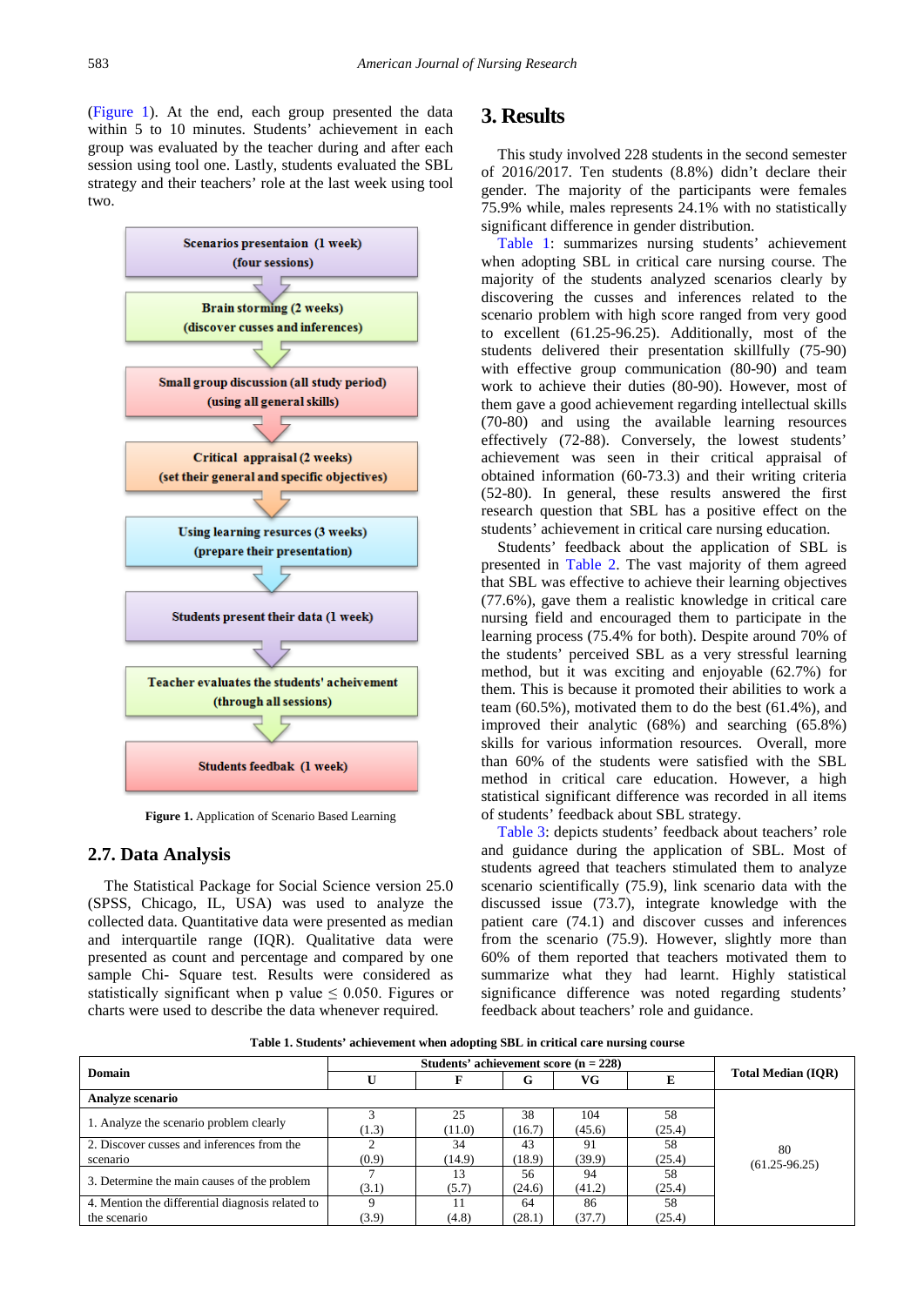(Figure 1). At the end, each group presented the data within 5 to 10 minutes. Students' achievement in each group was evaluated by the teacher during and after each session using tool one. Lastly, students evaluated the SBL strategy and their teachers' role at the last week using tool two.

- **Scenarios presentaion (1 week) (four sessions)**
- **Brain storming (2 weeks) (discover cusses and inferences)**
- **Small group discussion (all study period) (using all general skills)**
- **Critical appraisal (2 weeks) (set their general and specific objectives)**
- **Using learning resurces (3 weeks) (prepare their presentation)**
- **Students present their data (1 week)**
- **Teacher evaluates the students' acheivement (through all sessions)**
- **Students feedbak (1 week)**

**Figure 1.** Application of Scenario Based Learning

## 2.7. Data Analysis

The Statistical Package for Social Science version 25.0 (SPSS, Chicago, IL, USA) was used to analyze the collected data. Quantitative data were presented as median and interquartile range (IQR). Qualitative data were presented as count and percentage and compared by one sample Chi- Square test. Results were considered as statistically significant when p value ≤ 0.050. Figures or charts were used to describe the data whenever required.

# 3. Results

This study involved 228 students in the second semester of 2016/2017. Ten students (8.8%) didn't declare their gender. The majority of the participants were females 75.9% while, males represents 24.1% with no statistically significant difference in gender distribution.

Table 1: summarizes nursing students' achievement when adopting SBL in critical care nursing course. The majority of the students analyzed scenarios clearly by discovering the cusses and inferences related to the scenario problem with high score ranged from very good to excellent (61.25-96.25). Additionally, most of the students delivered their presentation skillfully (75-90) with effective group communication (80-90) and team work to achieve their duties (80-90). However, most of them gave a good achievement regarding intellectual skills (70-80) and using the available learning resources effectively (72-88). Conversely, the lowest students' achievement was seen in their critical appraisal of obtained information (60-73.3) and their writing criteria (52-80). In general, these results answered the first research question that SBL has a positive effect on the students' achievement in critical care nursing education.

Students' feedback about the application of SBL is presented in Table 2. The vast majority of them agreed that SBL was effective to achieve their learning objectives (77.6%), gave them a realistic knowledge in critical care nursing field and encouraged them to participate in the learning process (75.4% for both). Despite around 70% of the students' perceived SBL as a very stressful learning method, but it was exciting and enjoyable (62.7%) for them. This is because it promoted their abilities to work a team (60.5%), motivated them to do the best (61.4%), and improved their analytic (68%) and searching (65.8%) skills for various information resources. Overall, more than 60% of the students were satisfied with the SBL method in critical care education. However, a high statistical significant difference was recorded in all items of students' feedback about SBL strategy.

Table 3: depicts students' feedback about teachers' role and guidance during the application of SBL. Most of students agreed that teachers stimulated them to analyze scenario scientifically (75.9), link scenario data with the discussed issue (73.7), integrate knowledge with the patient care (74.1) and discover cusses and inferences from the scenario (75.9). However, slightly more than 60% of them reported that teachers motivated them to summarize what they had learnt. Highly statistical significance difference was noted regarding students' feedback about teachers' role and guidance.

**Table 1. Students' achievement when adopting SBL in critical care nursing course**

| Domain | Students' achievement score (n = 228) | | | | | Total Median (IQR) |
|---|---|---|---|---|---|---|
| | U | F | G | VG | E | |
| **Analyze scenario** | | | | | | |
| 1. Analyze the scenario problem clearly | 3 (1.3) | 25 (11.0) | 38 (16.7) | 104 (45.6) | 58 (25.4) | 80 (61.25-96.25) |
| 2. Discover cusses and inferences from the scenario | 2 (0.9) | 34 (14.9) | 43 (18.9) | 91 (39.9) | 58 (25.4) | |
| 3. Determine the main causes of the problem | 7 (3.1) | 13 (5.7) | 56 (24.6) | 94 (41.2) | 58 (25.4) | |
| 4. Mention the differential diagnosis related to the scenario | 9 (3.9) | 11 (4.8) | 64 (28.1) | 86 (37.7) | 58 (25.4) | |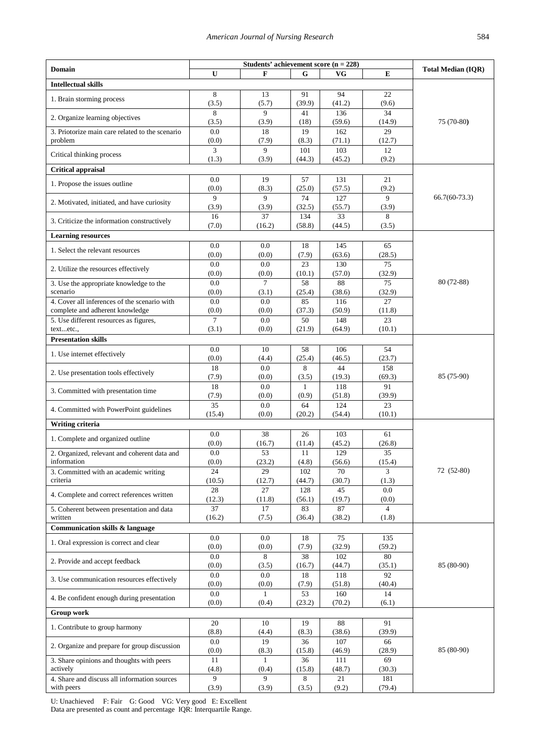| Domain | Students' achievement score (n = 228) | | | | | Total Median (IQR) |
|---|---|---|---|---|---|---|
| | U | F | G | VG | E | |
| **Intellectual skills** | | | | | | |
| 1. Brain storming process | 8 (3.5) | 13 (5.7) | 91 (39.9) | 94 (41.2) | 22 (9.6) | 75 (70-80) |
| 2. Organize learning objectives | 8 (3.5) | 9 (3.9) | 41 (18) | 136 (59.6) | 34 (14.9) | |
| 3. Priotorize main care related to the scenario problem | 0.0 (0.0) | 18 (7.9) | 19 (8.3) | 162 (71.1) | 29 (12.7) | |
| Critical thinking process | 3 (1.3) | 9 (3.9) | 101 (44.3) | 103 (45.2) | 12 (9.2) | |
| **Critical appraisal** | | | | | | |
| 1. Propose the issues outline | 0.0 (0.0) | 19 (8.3) | 57 (25.0) | 131 (57.5) | 21 (9.2) | 66.7(60-73.3) |
| 2. Motivated, initiated, and have curiosity | 9 (3.9) | 9 (3.9) | 74 (32.5) | 127 (55.7) | 9 (3.9) | |
| 3. Criticize the information constructively | 16 (7.0) | 37 (16.2) | 134 (58.8) | 33 (44.5) | 8 (3.5) | |
| **Learning resources** | | | | | | |
| 1. Select the relevant resources | 0.0 (0.0) | 0.0 (0.0) | 18 (7.9) | 145 (63.6) | 65 (28.5) | 80 (72-88) |
| 2. Utilize the resources effectively | 0.0 (0.0) | 0.0 (0.0) | 23 (10.1) | 130 (57.0) | 75 (32.9) | |
| 3. Use the appropriate knowledge to the scenario | 0.0 (0.0) | 7 (3.1) | 58 (25.4) | 88 (38.6) | 75 (32.9) | |
| 4. Cover all inferences of the scenario with complete and adherent knowledge | 0.0 (0.0) | 0.0 (0.0) | 85 (37.3) | 116 (50.9) | 27 (11.8) | |
| 5. Use different resources as figures, text...etc., | 7 (3.1) | 0.0 (0.0) | 50 (21.9) | 148 (64.9) | 23 (10.1) | |
| **Presentation skills** | | | | | | |
| 1. Use internet effectively | 0.0 (0.0) | 10 (4.4) | 58 (25.4) | 106 (46.5) | 54 (23.7) | 85 (75-90) |
| 2. Use presentation tools effectively | 18 (7.9) | 0.0 (0.0) | 8 (3.5) | 44 (19.3) | 158 (69.3) | |
| 3. Committed with presentation time | 18 (7.9) | 0.0 (0.0) | 1 (0.9) | 118 (51.8) | 91 (39.9) | |
| 4. Committed with PowerPoint guidelines | 35 (15.4) | 0.0 (0.0) | 64 (20.2) | 124 (54.4) | 23 (10.1) | |
| **Writing criteria** | | | | | | |
| 1. Complete and organized outline | 0.0 (0.0) | 38 (16.7) | 26 (11.4) | 103 (45.2) | 61 (26.8) | 72 (52-80) |
| 2. Organized, relevant and coherent data and information | 0.0 (0.0) | 53 (23.2) | 11 (4.8) | 129 (56.6) | 35 (15.4) | |
| 3. Committed with an academic writing criteria | 24 (10.5) | 29 (12.7) | 102 (44.7) | 70 (30.7) | 3 (1.3) | |
| 4. Complete and correct references written | 28 (12.3) | 27 (11.8) | 128 (56.1) | 45 (19.7) | 0.0 (0.0) | |
| 5. Coherent between presentation and data written | 37 (16.2) | 17 (7.5) | 83 (36.4) | 87 (38.2) | 4 (1.8) | |
| **Communication skills & language** | | | | | | |
| 1. Oral expression is correct and clear | 0.0 (0.0) | 0.0 (0.0) | 18 (7.9) | 75 (32.9) | 135 (59.2) | 85 (80-90) |
| 2. Provide and accept feedback | 0.0 (0.0) | 8 (3.5) | 38 (16.7) | 102 (44.7) | 80 (35.1) | |
| 3. Use communication resources effectively | 0.0 (0.0) | 0.0 (0.0) | 18 (7.9) | 118 (51.8) | 92 (40.4) | |
| 4. Be confident enough during presentation | 0.0 (0.0) | 1 (0.4) | 53 (23.2) | 160 (70.2) | 14 (6.1) | |
| **Group work** | | | | | | |
| 1. Contribute to group harmony | 20 (8.8) | 10 (4.4) | 19 (8.3) | 88 (38.6) | 91 (39.9) | 85 (80-90) |
| 2. Organize and prepare for group discussion | 0.0 (0.0) | 19 (8.3) | 36 (15.8) | 107 (46.9) | 66 (28.9) | |
| 3. Share opinions and thoughts with peers actively | 11 (4.8) | 1 (0.4) | 36 (15.8) | 111 (48.7) | 69 (30.3) | |
| 4. Share and discuss all information sources with peers | 9 (3.9) | 9 (3.9) | 8 (3.5) | 21 (9.2) | 181 (79.4) | |

U: Unachieved F: Fair G: Good VG: Very good E: Excellent
Data are presented as count and percentage IQR: Interquartile Range.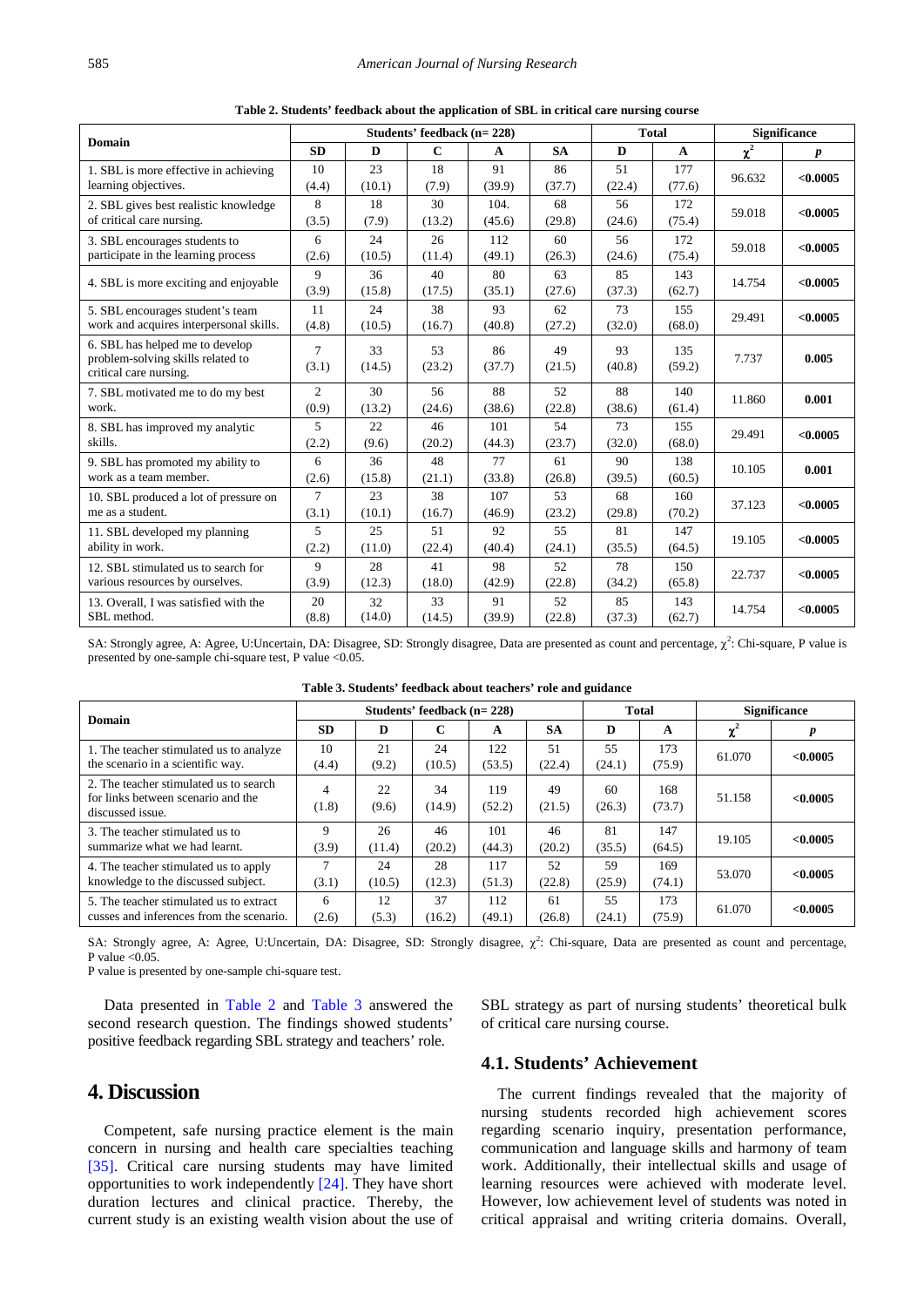**Table 2. Students' feedback about the application of SBL in critical care nursing course**

| Domain | Students' feedback (n= 228) | | | | | Total | | Significance | |
|---|---|---|---|---|---|---|---|---|---|
| | **SD** | **D** | **C** | **A** | **SA** | **D** | **A** | $\chi^2$ | *p* |
| 1. SBL is more effective in achieving learning objectives. | 10 (4.4) | 23 (10.1) | 18 (7.9) | 91 (39.9) | 86 (37.7) | 51 (22.4) | 177 (77.6) | 96.632 | **<0.0005** |
| 2. SBL gives best realistic knowledge of critical care nursing. | 8 (3.5) | 18 (7.9) | 30 (13.2) | 104. (45.6) | 68 (29.8) | 56 (24.6) | 172 (75.4) | 59.018 | **<0.0005** |
| 3. SBL encourages students to participate in the learning process | 6 (2.6) | 24 (10.5) | 26 (11.4) | 112 (49.1) | 60 (26.3) | 56 (24.6) | 172 (75.4) | 59.018 | **<0.0005** |
| 4. SBL is more exciting and enjoyable | 9 (3.9) | 36 (15.8) | 40 (17.5) | 80 (35.1) | 63 (27.6) | 85 (37.3) | 143 (62.7) | 14.754 | **<0.0005** |
| 5. SBL encourages student's team work and acquires interpersonal skills. | 11 (4.8) | 24 (10.5) | 38 (16.7) | 93 (40.8) | 62 (27.2) | 73 (32.0) | 155 (68.0) | 29.491 | **<0.0005** |
| 6. SBL has helped me to develop problem-solving skills related to critical care nursing. | 7 (3.1) | 33 (14.5) | 53 (23.2) | 86 (37.7) | 49 (21.5) | 93 (40.8) | 135 (59.2) | 7.737 | **0.005** |
| 7. SBL motivated me to do my best work. | 2 (0.9) | 30 (13.2) | 56 (24.6) | 88 (38.6) | 52 (22.8) | 88 (38.6) | 140 (61.4) | 11.860 | **0.001** |
| 8. SBL has improved my analytic skills. | 5 (2.2) | 22 (9.6) | 46 (20.2) | 101 (44.3) | 54 (23.7) | 73 (32.0) | 155 (68.0) | 29.491 | **<0.0005** |
| 9. SBL has promoted my ability to work as a team member. | 6 (2.6) | 36 (15.8) | 48 (21.1) | 77 (33.8) | 61 (26.8) | 90 (39.5) | 138 (60.5) | 10.105 | **0.001** |
| 10. SBL produced a lot of pressure on me as a student. | 7 (3.1) | 23 (10.1) | 38 (16.7) | 107 (46.9) | 53 (23.2) | 68 (29.8) | 160 (70.2) | 37.123 | **<0.0005** |
| 11. SBL developed my planning ability in work. | 5 (2.2) | 25 (11.0) | 51 (22.4) | 92 (40.4) | 55 (24.1) | 81 (35.5) | 147 (64.5) | 19.105 | **<0.0005** |
| 12. SBL stimulated us to search for various resources by ourselves. | 9 (3.9) | 28 (12.3) | 41 (18.0) | 98 (42.9) | 52 (22.8) | 78 (34.2) | 150 (65.8) | 22.737 | **<0.0005** |
| 13. Overall, I was satisfied with the SBL method. | 20 (8.8) | 32 (14.0) | 33 (14.5) | 91 (39.9) | 52 (22.8) | 85 (37.3) | 143 (62.7) | 14.754 | **<0.0005** |

SA: Strongly agree, A: Agree, U:Uncertain, DA: Disagree, SD: Strongly disagree, Data are presented as count and percentage, $\chi^2$: Chi-square, P value is presented by one-sample chi-square test, P value <0.05.

**Table 3. Students' feedback about teachers' role and guidance**

| Domain | Students' feedback (n= 228) | | | | | Total | | Significance | |
|---|---|---|---|---|---|---|---|---|---|
| | **SD** | **D** | **C** | **A** | **SA** | **D** | **A** | $\chi^2$ | *p* |
| 1. The teacher stimulated us to analyze the scenario in a scientific way. | 10 (4.4) | 21 (9.2) | 24 (10.5) | 122 (53.5) | 51 (22.4) | 55 (24.1) | 173 (75.9) | 61.070 | **<0.0005** |
| 2. The teacher stimulated us to search for links between scenario and the discussed issue. | 4 (1.8) | 22 (9.6) | 34 (14.9) | 119 (52.2) | 49 (21.5) | 60 (26.3) | 168 (73.7) | 51.158 | **<0.0005** |
| 3. The teacher stimulated us to summarize what we had learnt. | 9 (3.9) | 26 (11.4) | 46 (20.2) | 101 (44.3) | 46 (20.2) | 81 (35.5) | 147 (64.5) | 19.105 | **<0.0005** |
| 4. The teacher stimulated us to apply knowledge to the discussed subject. | 7 (3.1) | 24 (10.5) | 28 (12.3) | 117 (51.3) | 52 (22.8) | 59 (25.9) | 169 (74.1) | 53.070 | **<0.0005** |
| 5. The teacher stimulated us to extract cusses and inferences from the scenario. | 6 (2.6) | 12 (5.3) | 37 (16.2) | 112 (49.1) | 61 (26.8) | 55 (24.1) | 173 (75.9) | 61.070 | **<0.0005** |

SA: Strongly agree, A: Agree, U:Uncertain, DA: Disagree, SD: Strongly disagree, $\chi^2$: Chi-square, Data are presented as count and percentage, P value <0.05.

P value is presented by one-sample chi-square test.

Data presented in Table 2 and Table 3 answered the second research question. The findings showed students' positive feedback regarding SBL strategy and teachers' role.

# 4. Discussion

Competent, safe nursing practice element is the main concern in nursing and health care specialties teaching [35]. Critical care nursing students may have limited opportunities to work independently [24]. They have short duration lectures and clinical practice. Thereby, the current study is an existing wealth vision about the use of SBL strategy as part of nursing students' theoretical bulk of critical care nursing course.

## 4.1. Students' Achievement

The current findings revealed that the majority of nursing students recorded high achievement scores regarding scenario inquiry, presentation performance, communication and language skills and harmony of team work. Additionally, their intellectual skills and usage of learning resources were achieved with moderate level. However, low achievement level of students was noted in critical appraisal and writing criteria domains. Overall,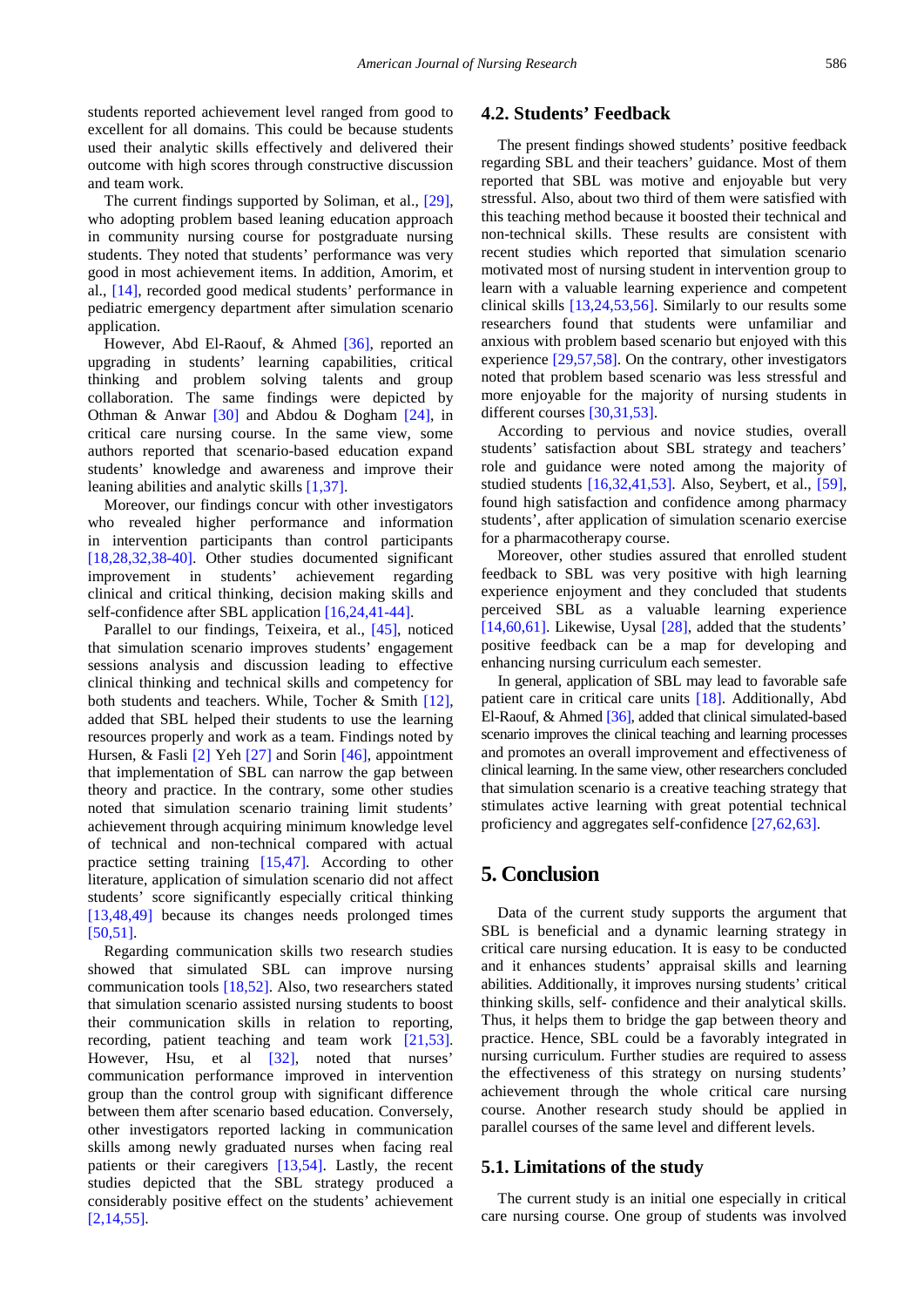students reported achievement level ranged from good to excellent for all domains. This could be because students used their analytic skills effectively and delivered their outcome with high scores through constructive discussion and team work.

The current findings supported by Soliman, et al., [29], who adopting problem based leaning education approach in community nursing course for postgraduate nursing students. They noted that students' performance was very good in most achievement items. In addition, Amorim, et al., [14], recorded good medical students' performance in pediatric emergency department after simulation scenario application.

However, Abd El-Raouf, & Ahmed [36], reported an upgrading in students' learning capabilities, critical thinking and problem solving talents and group collaboration. The same findings were depicted by Othman & Anwar [30] and Abdou & Dogham [24], in critical care nursing course. In the same view, some authors reported that scenario-based education expand students' knowledge and awareness and improve their leaning abilities and analytic skills [1,37].

Moreover, our findings concur with other investigators who revealed higher performance and information in intervention participants than control participants [18,28,32,38-40]. Other studies documented significant improvement in students' achievement regarding clinical and critical thinking, decision making skills and self-confidence after SBL application [16,24,41-44].

Parallel to our findings, Teixeira, et al., [45], noticed that simulation scenario improves students' engagement sessions analysis and discussion leading to effective clinical thinking and technical skills and competency for both students and teachers. While, Tocher & Smith [12], added that SBL helped their students to use the learning resources properly and work as a team. Findings noted by Hursen, & Fasli [2] Yeh [27] and Sorin [46], appointment that implementation of SBL can narrow the gap between theory and practice. In the contrary, some other studies noted that simulation scenario training limit students' achievement through acquiring minimum knowledge level of technical and non-technical compared with actual practice setting training [15,47]. According to other literature, application of simulation scenario did not affect students' score significantly especially critical thinking [13,48,49] because its changes needs prolonged times [50,51].

Regarding communication skills two research studies showed that simulated SBL can improve nursing communication tools [18,52]. Also, two researchers stated that simulation scenario assisted nursing students to boost their communication skills in relation to reporting, recording, patient teaching and team work [21,53]. However, Hsu, et al [32], noted that nurses' communication performance improved in intervention group than the control group with significant difference between them after scenario based education. Conversely, other investigators reported lacking in communication skills among newly graduated nurses when facing real patients or their caregivers [13,54]. Lastly, the recent studies depicted that the SBL strategy produced a considerably positive effect on the students' achievement [2,14,55].

## 4.2. Students' Feedback

The present findings showed students' positive feedback regarding SBL and their teachers' guidance. Most of them reported that SBL was motive and enjoyable but very stressful. Also, about two third of them were satisfied with this teaching method because it boosted their technical and non-technical skills. These results are consistent with recent studies which reported that simulation scenario motivated most of nursing student in intervention group to learn with a valuable learning experience and competent clinical skills [13,24,53,56]. Similarly to our results some researchers found that students were unfamiliar and anxious with problem based scenario but enjoyed with this experience [29,57,58]. On the contrary, other investigators noted that problem based scenario was less stressful and more enjoyable for the majority of nursing students in different courses [30,31,53].

According to pervious and novice studies, overall students' satisfaction about SBL strategy and teachers' role and guidance were noted among the majority of studied students [16,32,41,53]. Also, Seybert, et al., [59], found high satisfaction and confidence among pharmacy students', after application of simulation scenario exercise for a pharmacotherapy course.

Moreover, other studies assured that enrolled student feedback to SBL was very positive with high learning experience enjoyment and they concluded that students perceived SBL as a valuable learning experience [14,60,61]. Likewise, Uysal [28], added that the students' positive feedback can be a map for developing and enhancing nursing curriculum each semester.

In general, application of SBL may lead to favorable safe patient care in critical care units [18]. Additionally, Abd El-Raouf, & Ahmed [36], added that clinical simulated-based scenario improves the clinical teaching and learning processes and promotes an overall improvement and effectiveness of clinical learning. In the same view, other researchers concluded that simulation scenario is a creative teaching strategy that stimulates active learning with great potential technical proficiency and aggregates self-confidence [27,62,63].

# 5. Conclusion

Data of the current study supports the argument that SBL is beneficial and a dynamic learning strategy in critical care nursing education. It is easy to be conducted and it enhances students' appraisal skills and learning abilities. Additionally, it improves nursing students' critical thinking skills, self- confidence and their analytical skills. Thus, it helps them to bridge the gap between theory and practice. Hence, SBL could be a favorably integrated in nursing curriculum. Further studies are required to assess the effectiveness of this strategy on nursing students' achievement through the whole critical care nursing course. Another research study should be applied in parallel courses of the same level and different levels.

## 5.1. Limitations of the study

The current study is an initial one especially in critical care nursing course. One group of students was involved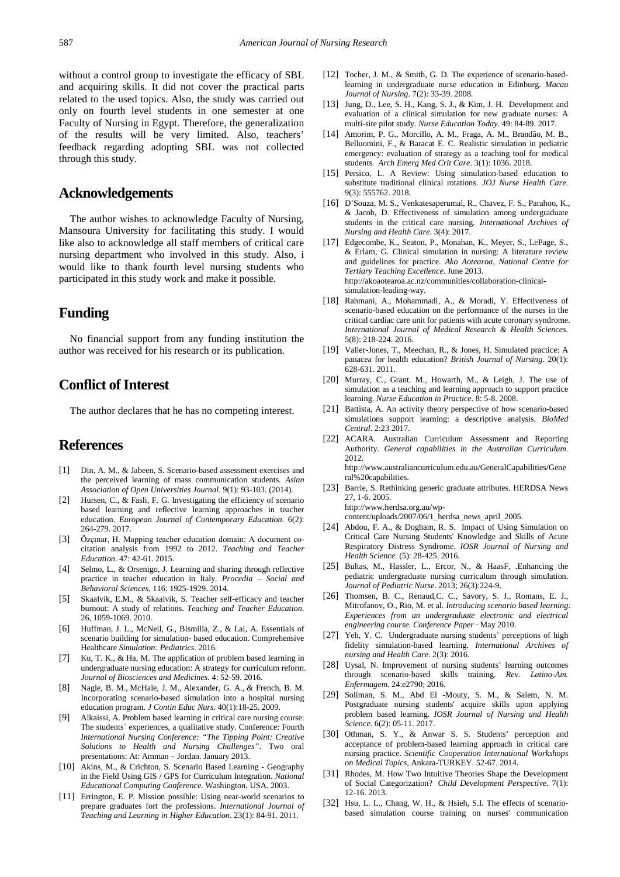without a control group to investigate the efficacy of SBL and acquiring skills. It did not cover the practical parts related to the used topics. Also, the study was carried out only on fourth level students in one semester at one Faculty of Nursing in Egypt. Therefore, the generalization of the results will be very limited. Also, teachers' feedback regarding adopting SBL was not collected through this study.

## Acknowledgements

The author wishes to acknowledge Faculty of Nursing, Mansoura University for facilitating this study. I would like also to acknowledge all staff members of critical care nursing department who involved in this study. Also, i would like to thank fourth level nursing students who participated in this study work and make it possible.

## Funding

No financial support from any funding institution the author was received for his research or its publication.

## Conflict of Interest

The author declares that he has no competing interest.

## References

[1] Din, A. M., & Jabeen, S. Scenario-based assessment exercises and the perceived learning of mass communication students. *Asian Association of Open Universities Journal*. 9(1): 93-103. (2014).

[2] Hursen, C., & Fasli, F. G. Investigating the efficiency of scenario based learning and reflective learning approaches in teacher education. *European Journal of Contemporary Education*. 6(2): 264-279. 2017.

[3] Özçınar, H. Mapping teacher education domain: A document co-citation analysis from 1992 to 2012. *Teaching and Teacher Education*. 47: 42-61. 2015.

[4] Selmo, L., & Orsenigo, J. Learning and sharing through reflective practice in teacher education in Italy. *Procedia – Social and Behavioral Sciences*, 116: 1925-1929. 2014.

[5] Skaalvik, E.M., & Skaalvik, S. Teacher self-efficacy and teacher burnout: A study of relations. *Teaching and Teacher Education*. 26, 1059-1069. 2010.

[6] Huffman, J. L., McNeil, G., Bismilla, Z., & Lai, A. Essentials of scenario building for simulation- based education. Comprehensive Healthcare *Simulation: Pediatrics*. 2016.

[7] Ku, T. K., & Ha, M. The application of problem based learning in undergraduate nursing education: A strategy for curriculum reform. *Journal of Biosciences and Medicines*. 4: 52-59. 2016.

[8] Nagle, B. M., McHale, J. M., Alexander, G. A., & French, B. M. Incorporating scenario-based simulation into a hospital nursing education program. *J Contin Educ Nurs*. 40(1):18-25. 2009.

[9] Alkaissi, A. Problem based learning in critical care nursing course: The students´ experiences, a qualitative study. Conference: Fourth *International Nursing Conference: "The Tipping Point: Creative Solutions to Health and Nursing Challenges"*. Two oral presentations: At: Amman – Jordan. January 2013.

[10] Akins, M., & Crichton, S. Scenario Based Learning - Geography in the Field Using GIS / GPS for Curriculum Integration. *National Educational Computing Conference*. Washington, USA. 2003.

[11] Errington, E. P. Mission possible: Using near-world scenarios to prepare graduates fort the professions. *International Journal of Teaching and Learning in Higher Education*. 23(1): 84-91. 2011.

[12] Tocher, J. M., & Smith, G. D. The experience of scenario-based-learning in undergraduate nurse education in Edinburg. *Macau Journal of Nursing*. 7(2): 33-39. 2008.

[13] Jung, D., Lee, S. H., Kang, S. J., & Kim, J. H. Development and evaluation of a clinical simulation for new graduate nurses: A multi-site pilot study. *Nurse Education Today*. 49: 84-89. 2017.

[14] Amorim, P. G., Morcillo, A. M., Fraga, A. M., Brandão, M. B., Belluomini, F., & Baracat E. C. Realistic simulation in pediatric emergency: evaluation of strategy as a teaching tool for medical students. *Arch Emerg Med Crit Care*. 3(1): 1036. 2018.

[15] Persico, L. A Review: Using simulation-based education to substitute traditional clinical rotations. *JOJ Nurse Health Care*. 9(3): 555762. 2018.

[16] D'Souza, M. S., Venkatesaperumal, R., Chavez, F. S., Parahoo, K., & Jacob, D. Effectiveness of simulation among undergraduate students in the critical care nursing. *International Archives of Nursing and Health Care*. 3(4): 2017.

[17] Edgecombe, K., Seaton, P., Monahan, K., Meyer, S., LePage, S., & Erlam, G. Clinical simulation in nursing: A literature review and guidelines for practice. *Ako Aotearoa, National Centre for Tertiary Teaching Excellence*. June 2013. http://akoaotearoa.ac.nz/communities/collaboration-clinical-simulation-leading-way.

[18] Rahmani, A., Mohammadi, A., & Moradi, Y. Effectiveness of scenario-based education on the performance of the nurses in the critical cardiac care unit for patients with acute coronary syndrome. *International Journal of Medical Research & Health Sciences*. 5(8): 218-224. 2016.

[19] Valler-Jones, T., Meechan, R., & Jones, H. Simulated practice: A panacea for health education? *British Journal of Nursing*. 20(1): 628-631. 2011.

[20] Murray, C., Grant. M., Howarth, M., & Leigh, J. The use of simulation as a teaching and learning approach to support practice learning. *Nurse Education in Practice*. 8: 5-8. 2008.

[21] Battista, A. An activity theory perspective of how scenario-based simulations support learning: a descriptive analysis. *BioMed Central*. 2:23 2017.

[22] ACARA. Australian Curriculum Assessment and Reporting Authority. *General capabilities in the Australian Curriculum*. 2012. http://www.australiancurriculum.edu.au/GeneralCapabilities/General%20capabilities.

[23] Barrie, S. Rethinking generic graduate attributes. HERDSA News 27, 1-6. 2005. http://www.herdsa.org.au/wp-content/uploads/2007/06/1_herdsa_news_april_2005.

[24] Abdou, F. A., & Dogham, R. S. Impact of Using Simulation on Critical Care Nursing Students' Knowledge and Skills of Acute Respiratory Distress Syndrome. *IOSR Journal of Nursing and Health Science*. (5): 28-425. 2016.

[25] Bultas, M., Hassler, L., Ercor, N., & HaasF, .Enhancing the pediatric undergraduate nursing curriculum through simulation. *Journal of Pediatric Nurse*. 2013; 26(3):224-9.

[26] Thomsen, B. C., Renaud,C. C., Savory, S. J., Romans, E. J., Mitrofanov, O., Rio, M. et al. *Introducing scenario based learning: Experiences from an undergraduate electronic and electrical engineering course. Conference Paper* · May 2010.

[27] Yeh, Y. C. Undergraduate nursing students' perceptions of high fidelity simulation-based learning. *International Archives of nursing and Health Care*. 2(3): 2016.

[28] Uysal, N. Improvement of nursing students' learning outcomes through scenario-based skills training. *Rev. Latino-Am. Enfermagem.* 24:e2790; 2016.

[29] Soliman, S. M., Abd El -Mouty, S. M., & Salem, N. M. Postgraduate nursing students' acquire skills upon applying problem based learning. *IOSR Journal of Nursing and Health Science*. 6(2): 05-11. 2017.

[30] Othman, S. Y., & Anwar S. S. Students' perception and acceptance of problem-based learning approach in critical care nursing practice. *Scientific Cooperation International Workshops on Medical Topics*, Ankara-TURKEY. 52-67. 2014.

[31] Rhodes, M. How Two Intuitive Theories Shape the Development of Social Categorization? *Child Development Perspective*. 7(1): 12-16. 2013.

[32] Hsu, L. L., Chang, W. H., & Hsieh, S.I. The effects of scenario-based simulation course training on nurses' communication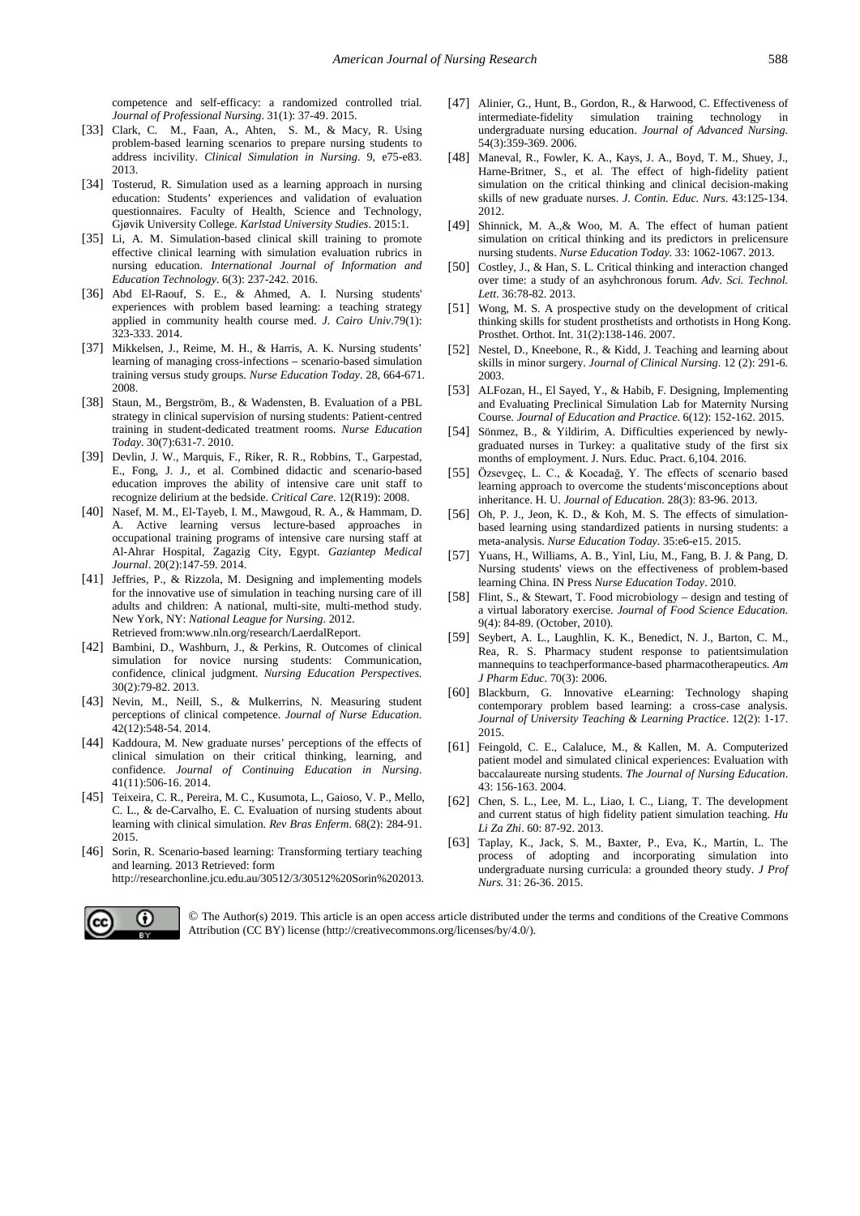competence and self-efficacy: a randomized controlled trial. *Journal of Professional Nursing*. 31(1): 37-49. 2015.

[33] Clark, C. M., Faan, A., Ahten, S. M., & Macy, R. Using problem-based learning scenarios to prepare nursing students to address incivility. *Clinical Simulation in Nursing*. 9, e75-e83. 2013.

[34] Tosterud, R. Simulation used as a learning approach in nursing education: Students' experiences and validation of evaluation questionnaires. Faculty of Health, Science and Technology, Gjøvik University College. *Karlstad University Studies*. 2015:1.

[35] Li, A. M. Simulation-based clinical skill training to promote effective clinical learning with simulation evaluation rubrics in nursing education. *International Journal of Information and Education Technology*. 6(3): 237-242. 2016.

[36] Abd El-Raouf, S. E., & Ahmed, A. I. Nursing students' experiences with problem based learning: a teaching strategy applied in community health course med. *J. Cairo Univ*.79(1): 323-333. 2014.

[37] Mikkelsen, J., Reime, M. H., & Harris, A. K. Nursing students' learning of managing cross-infections – scenario-based simulation training versus study groups. *Nurse Education Today*. 28, 664-671. 2008.

[38] Staun, M., Bergström, B., & Wadensten, B. Evaluation of a PBL strategy in clinical supervision of nursing students: Patient-centred training in student-dedicated treatment rooms. *Nurse Education Today*. 30(7):631-7. 2010.

[39] Devlin, J. W., Marquis, F., Riker, R. R., Robbins, T., Garpestad, E., Fong, J. J., et al. Combined didactic and scenario-based education improves the ability of intensive care unit staff to recognize delirium at the bedside. *Critical Care*. 12(R19): 2008.

[40] Nasef, M. M., El-Tayeb, I. M., Mawgoud, R. A., & Hammam, D. A. Active learning versus lecture-based approaches in occupational training programs of intensive care nursing staff at Al-Ahrar Hospital, Zagazig City, Egypt. *Gaziantep Medical Journal*. 20(2):147-59. 2014.

[41] Jeffries, P., & Rizzola, M. Designing and implementing models for the innovative use of simulation in teaching nursing care of ill adults and children: A national, multi-site, multi-method study. New York, NY: *National League for Nursing*. 2012. Retrieved from:www.nln.org/research/LaerdalReport.

[42] Bambini, D., Washburn, J., & Perkins, R. Outcomes of clinical simulation for novice nursing students: Communication, confidence, clinical judgment. *Nursing Education Perspectives*. 30(2):79-82. 2013.

[43] Nevin, M., Neill, S., & Mulkerrins, N. Measuring student perceptions of clinical competence. *Journal of Nurse Education*. 42(12):548-54. 2014.

[44] Kaddoura, M. New graduate nurses' perceptions of the effects of clinical simulation on their critical thinking, learning, and confidence. *Journal of Continuing Education in Nursing*. 41(11):506-16. 2014.

[45] Teixeira, C. R., Pereira, M. C., Kusumota, L., Gaioso, V. P., Mello, C. L., & de-Carvalho, E. C. Evaluation of nursing students about learning with clinical simulation. *Rev Bras Enferm*. 68(2): 284-91. 2015.

[46] Sorin, R. Scenario-based learning: Transforming tertiary teaching and learning. 2013 Retrieved: form http://researchonline.jcu.edu.au/30512/3/30512%20Sorin%202013.

[47] Alinier, G., Hunt, B., Gordon, R., & Harwood, C. Effectiveness of intermediate-fidelity simulation training technology in undergraduate nursing education. *Journal of Advanced Nursing*. 54(3):359-369. 2006.

[48] Maneval, R., Fowler, K. A., Kays, J. A., Boyd, T. M., Shuey, J., Harne-Britner, S., et al. The effect of high-fidelity patient simulation on the critical thinking and clinical decision-making skills of new graduate nurses. *J. Contin. Educ. Nurs*. 43:125-134. 2012.

[49] Shinnick, M. A.,& Woo, M. A. The effect of human patient simulation on critical thinking and its predictors in prelicensure nursing students. *Nurse Education Today*. 33: 1062-1067. 2013.

[50] Costley, J., & Han, S. L. Critical thinking and interaction changed over time: a study of an asyhchronous forum. *Adv. Sci. Technol. Lett*. 36:78-82. 2013.

[51] Wong, M. S. A prospective study on the development of critical thinking skills for student prosthetists and orthotists in Hong Kong. Prosthet. Orthot. Int. 31(2):138-146. 2007.

[52] Nestel, D., Kneebone, R., & Kidd, J. Teaching and learning about skills in minor surgery. *Journal of Clinical Nursing*. 12 (2): 291-6. 2003.

[53] ALFozan, H., El Sayed, Y., & Habib, F. Designing, Implementing and Evaluating Preclinical Simulation Lab for Maternity Nursing Course. *Journal of Education and Practice*. 6(12): 152-162. 2015.

[54] Sönmez, B., & Yildirim, A. Difficulties experienced by newly-graduated nurses in Turkey: a qualitative study of the first six months of employment. J. Nurs. Educ. Pract. 6,104. 2016.

[55] Özsevgeç, L. C., & Kocadağ, Y. The effects of scenario based learning approach to overcome the students'misconceptions about inheritance. H. U. *Journal of Education*. 28(3): 83-96. 2013.

[56] Oh, P. J., Jeon, K. D., & Koh, M. S. The effects of simulation-based learning using standardized patients in nursing students: a meta-analysis. *Nurse Education Today*. 35:e6-e15. 2015.

[57] Yuans, H., Williams, A. B., Yinl, Liu, M., Fang, B. J. & Pang, D. Nursing students' views on the effectiveness of problem-based learning China. IN Press *Nurse Education Today*. 2010.

[58] Flint, S., & Stewart, T. Food microbiology – design and testing of a virtual laboratory exercise. *Journal of Food Science Education*. 9(4): 84-89. (October, 2010).

[59] Seybert, A. L., Laughlin, K. K., Benedict, N. J., Barton, C. M., Rea, R. S. Pharmacy student response to patientsimulation mannequins to teachperformance-based pharmacotherapeutics. *Am J Pharm Educ*. 70(3): 2006.

[60] Blackburn, G. Innovative eLearning: Technology shaping contemporary problem based learning: a cross-case analysis. *Journal of University Teaching & Learning Practice*. 12(2): 1-17. 2015.

[61] Feingold, C. E., Calaluce, M., & Kallen, M. A. Computerized patient model and simulated clinical experiences: Evaluation with baccalaureate nursing students. *The Journal of Nursing Education*. 43: 156-163. 2004.

[62] Chen, S. L., Lee, M. L., Liao, I. C., Liang, T. The development and current status of high fidelity patient simulation teaching. *Hu Li Za Zhi*. 60: 87-92. 2013.

[63] Taplay, K., Jack, S. M., Baxter, P., Eva, K., Martin, L. The process of adopting and incorporating simulation into undergraduate nursing curricula: a grounded theory study. *J Prof Nurs*. 31: 26-36. 2015.

© The Author(s) 2019. This article is an open access article distributed under the terms and conditions of the Creative Commons Attribution (CC BY) license (http://creativecommons.org/licenses/by/4.0/).